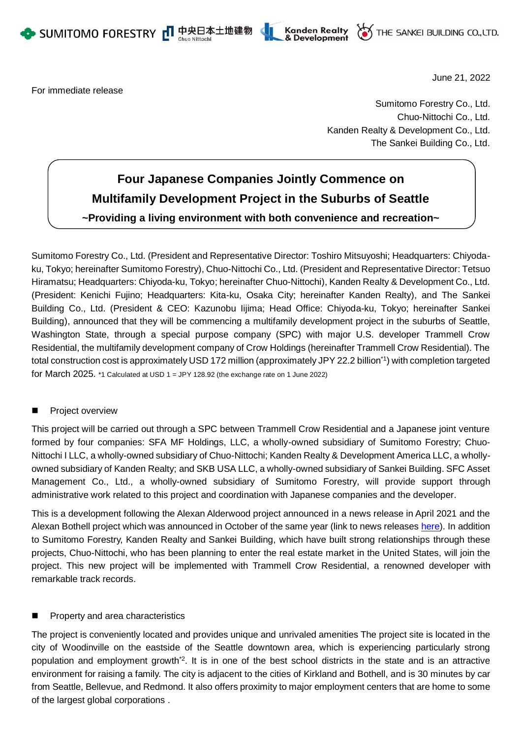SUMITOMO FORESTRY 中央日本土地建物 Chuo Nittochi Kanden Realty & Development THE SANKEI BUILDING CO.,LTD.

June 21, 2022

For immediate release

Sumitomo Forestry Co., Ltd.
Chuo-Nittochi Co., Ltd.
Kanden Realty & Development Co., Ltd.
The Sankei Building Co., Ltd.

# Four Japanese Companies Jointly Commence on Multifamily Development Project in the Suburbs of Seattle

## ~Providing a living environment with both convenience and recreation~

Sumitomo Forestry Co., Ltd. (President and Representative Director: Toshiro Mitsuyoshi; Headquarters: Chiyoda-ku, Tokyo; hereinafter Sumitomo Forestry), Chuo-Nittochi Co., Ltd. (President and Representative Director: Tetsuo Hiramatsu; Headquarters: Chiyoda-ku, Tokyo; hereinafter Chuo-Nittochi), Kanden Realty & Development Co., Ltd. (President: Kenichi Fujino; Headquarters: Kita-ku, Osaka City; hereinafter Kanden Realty), and The Sankei Building Co., Ltd. (President & CEO: Kazunobu Iijima; Head Office: Chiyoda-ku, Tokyo; hereinafter Sankei Building), announced that they will be commencing a multifamily development project in the suburbs of Seattle, Washington State, through a special purpose company (SPC) with major U.S. developer Trammell Crow Residential, the multifamily development company of Crow Holdings (hereinafter Trammell Crow Residential). The total construction cost is approximately USD 172 million (approximately JPY 22.2 billion*1) with completion targeted for March 2025. *1 Calculated at USD 1 = JPY 128.92 (the exchange rate on 1 June 2022)

- Project overview

This project will be carried out through a SPC between Trammell Crow Residential and a Japanese joint venture formed by four companies: SFA MF Holdings, LLC, a wholly-owned subsidiary of Sumitomo Forestry; Chuo-Nittochi I LLC, a wholly-owned subsidiary of Chuo-Nittochi; Kanden Realty & Development America LLC, a wholly-owned subsidiary of Kanden Realty; and SKB USA LLC, a wholly-owned subsidiary of Sankei Building. SFC Asset Management Co., Ltd., a wholly-owned subsidiary of Sumitomo Forestry, will provide support through administrative work related to this project and coordination with Japanese companies and the developer.

This is a development following the Alexan Alderwood project announced in a news release in April 2021 and the Alexan Bothell project which was announced in October of the same year (link to news releases here). In addition to Sumitomo Forestry, Kanden Realty and Sankei Building, which have built strong relationships through these projects, Chuo-Nittochi, who has been planning to enter the real estate market in the United States, will join the project. This new project will be implemented with Trammell Crow Residential, a renowned developer with remarkable track records.

- Property and area characteristics

The project is conveniently located and provides unique and unrivaled amenities The project site is located in the city of Woodinville on the eastside of the Seattle downtown area, which is experiencing particularly strong population and employment growth*2. It is in one of the best school districts in the state and is an attractive environment for raising a family. The city is adjacent to the cities of Kirkland and Bothell, and is 30 minutes by car from Seattle, Bellevue, and Redmond. It also offers proximity to major employment centers that are home to some of the largest global corporations .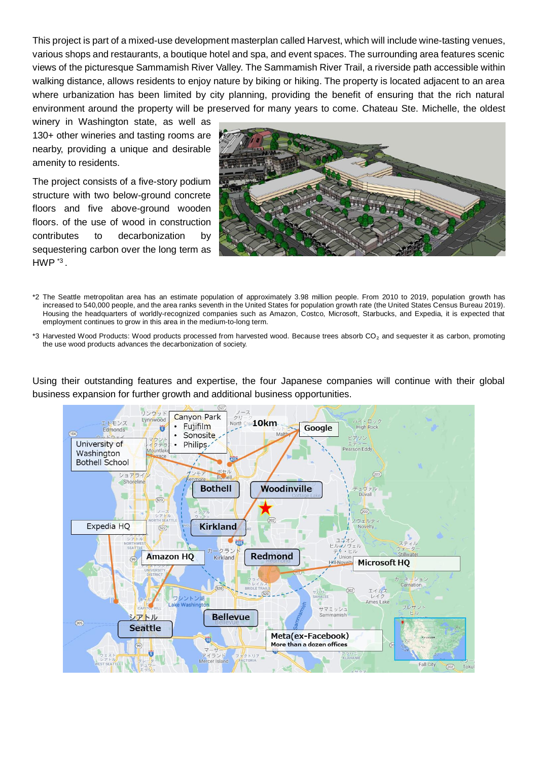This project is part of a mixed-use development masterplan called Harvest, which will include wine-tasting venues, various shops and restaurants, a boutique hotel and spa, and event spaces. The surrounding area features scenic views of the picturesque Sammamish River Valley. The Sammamish River Trail, a riverside path accessible within walking distance, allows residents to enjoy nature by biking or hiking. The property is located adjacent to an area where urbanization has been limited by city planning, providing the benefit of ensuring that the rich natural environment around the property will be preserved for many years to come. Chateau Ste. Michelle, the oldest winery in Washington state, as well as 130+ other wineries and tasting rooms are nearby, providing a unique and desirable amenity to residents.

The project consists of a five-story podium structure with two below-ground concrete floors and five above-ground wooden floors. of the use of wood in construction contributes to decarbonization by sequestering carbon over the long term as HWP [*3].

*2 The Seattle metropolitan area has an estimate population of approximately 3.98 million people. From 2010 to 2019, population growth has increased to 540,000 people, and the area ranks seventh in the United States for population growth rate (the United States Census Bureau 2019). Housing the headquarters of worldly-recognized companies such as Amazon, Costco, Microsoft, Starbucks, and Expedia, it is expected that employment continues to grow in this area in the medium-to-long term.

*3 Harvested Wood Products: Wood products processed from harvested wood. Because trees absorb $CO_2$ and sequester it as carbon, promoting the use wood products advances the decarbonization of society.

Using their outstanding features and expertise, the four Japanese companies will continue with their global business expansion for further growth and additional business opportunities.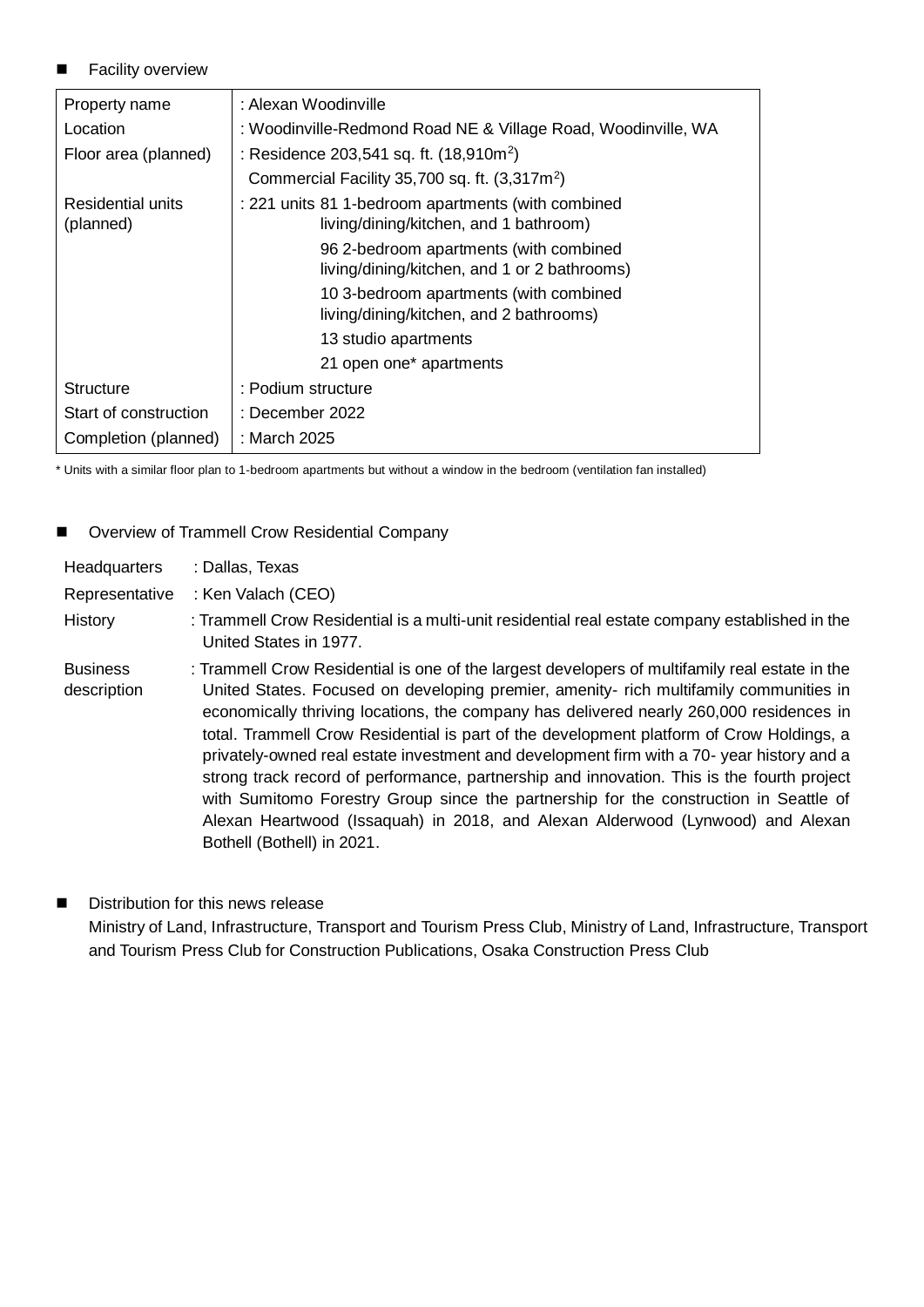■ Facility overview

| | |
|---|---|
| Property name | : Alexan Woodinville |
| Location | : Woodinville-Redmond Road NE & Village Road, Woodinville, WA |
| Floor area (planned) | : Residence 203,541 sq. ft. (18,910m$^2$)<br>Commercial Facility 35,700 sq. ft. (3,317m$^2$) |
| Residential units (planned) | : 221 units 81 1-bedroom apartments (with combined living/dining/kitchen, and 1 bathroom)<br>96 2-bedroom apartments (with combined living/dining/kitchen, and 1 or 2 bathrooms)<br>10 3-bedroom apartments (with combined living/dining/kitchen, and 2 bathrooms)<br>13 studio apartments<br>21 open one* apartments |
| Structure | : Podium structure |
| Start of construction | : December 2022 |
| Completion (planned) | : March 2025 |

* Units with a similar floor plan to 1-bedroom apartments but without a window in the bedroom (ventilation fan installed)

■ Overview of Trammell Crow Residential Company

Headquarters : Dallas, Texas

Representative : Ken Valach (CEO)

History : Trammell Crow Residential is a multi-unit residential real estate company established in the United States in 1977.

Business description : Trammell Crow Residential is one of the largest developers of multifamily real estate in the United States. Focused on developing premier, amenity- rich multifamily communities in economically thriving locations, the company has delivered nearly 260,000 residences in total. Trammell Crow Residential is part of the development platform of Crow Holdings, a privately-owned real estate investment and development firm with a 70- year history and a strong track record of performance, partnership and innovation. This is the fourth project with Sumitomo Forestry Group since the partnership for the construction in Seattle of Alexan Heartwood (Issaquah) in 2018, and Alexan Alderwood (Lynwood) and Alexan Bothell (Bothell) in 2021.

■ Distribution for this news release

Ministry of Land, Infrastructure, Transport and Tourism Press Club, Ministry of Land, Infrastructure, Transport and Tourism Press Club for Construction Publications, Osaka Construction Press Club